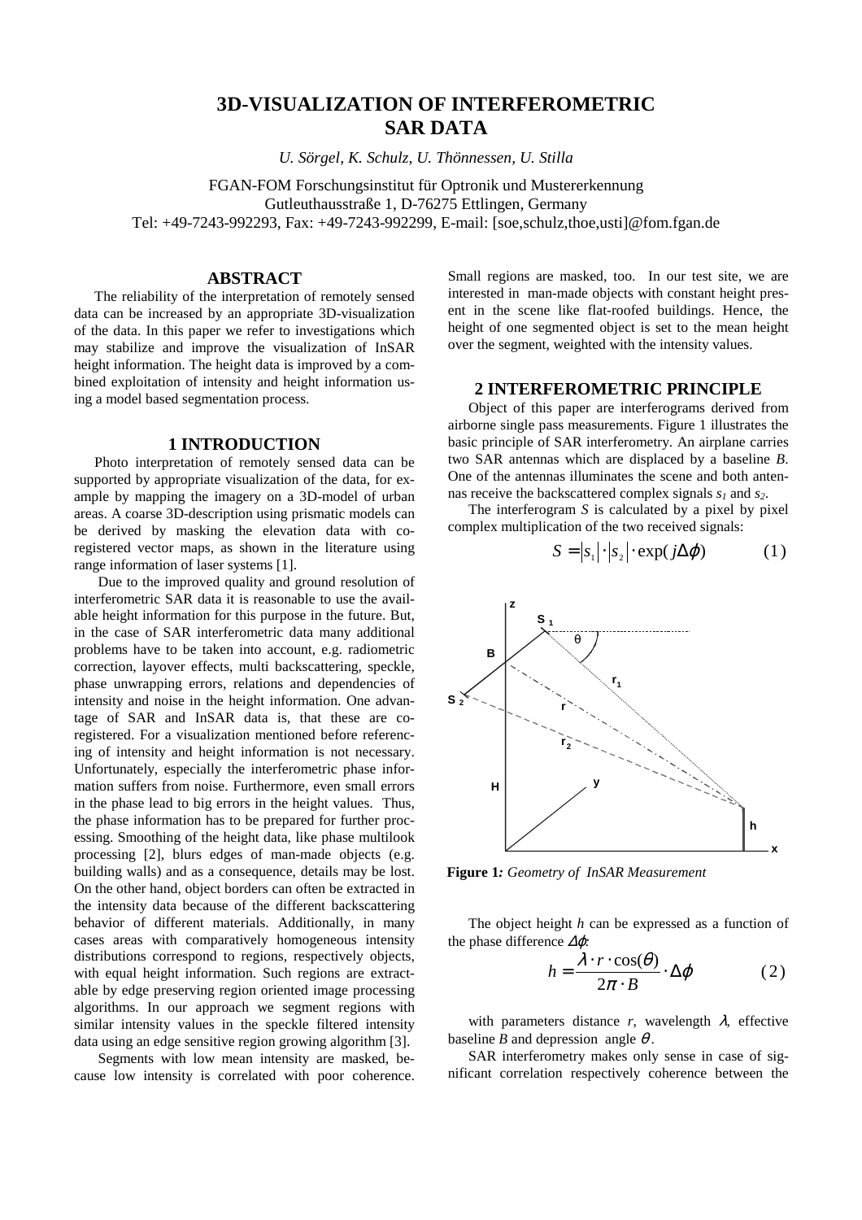# 3D-VISUALIZATION OF INTERFEROMETRIC SAR DATA

*U. Sörgel, K. Schulz, U. Thönnessen, U. Stilla*

FGAN-FOM Forschungsinstitut für Optronik und Mustererkennung
Gutleuthausstraße 1, D-76275 Ettlingen, Germany
Tel: +49-7243-992293, Fax: +49-7243-992299, E-mail: [soe,schulz,thoe,usti]@fom.fgan.de

## ABSTRACT

The reliability of the interpretation of remotely sensed data can be increased by an appropriate 3D-visualization of the data. In this paper we refer to investigations which may stabilize and improve the visualization of InSAR height information. The height data is improved by a combined exploitation of intensity and height information using a model based segmentation process.

## 1 INTRODUCTION

Photo interpretation of remotely sensed data can be supported by appropriate visualization of the data, for example by mapping the imagery on a 3D-model of urban areas. A coarse 3D-description using prismatic models can be derived by masking the elevation data with co-registered vector maps, as shown in the literature using range information of laser systems [1].

Due to the improved quality and ground resolution of interferometric SAR data it is reasonable to use the available height information for this purpose in the future. But, in the case of SAR interferometric data many additional problems have to be taken into account, e.g. radiometric correction, layover effects, multi backscattering, speckle, phase unwrapping errors, relations and dependencies of intensity and noise in the height information. One advantage of SAR and InSAR data is, that these are co-registered. For a visualization mentioned before referencing of intensity and height information is not necessary. Unfortunately, especially the interferometric phase information suffers from noise. Furthermore, even small errors in the phase lead to big errors in the height values. Thus, the phase information has to be prepared for further processing. Smoothing of the height data, like phase multilook processing [2], blurs edges of man-made objects (e.g. building walls) and as a consequence, details may be lost. On the other hand, object borders can often be extracted in the intensity data because of the different backscattering behavior of different materials. Additionally, in many cases areas with comparatively homogeneous intensity distributions correspond to regions, respectively objects, with equal height information. Such regions are extractable by edge preserving region oriented image processing algorithms. In our approach we segment regions with similar intensity values in the speckle filtered intensity data using an edge sensitive region growing algorithm [3].

Segments with low mean intensity are masked, because low intensity is correlated with poor coherence. Small regions are masked, too. In our test site, we are interested in man-made objects with constant height present in the scene like flat-roofed buildings. Hence, the height of one segmented object is set to the mean height over the segment, weighted with the intensity values.

## 2 INTERFEROMETRIC PRINCIPLE

Object of this paper are interferograms derived from airborne single pass measurements. Figure 1 illustrates the basic principle of SAR interferometry. An airplane carries two SAR antennas which are displaced by a baseline *B*. One of the antennas illuminates the scene and both antennas receive the backscattered complex signals $s_1$ and $s_2$.

The interferogram *S* is calculated by a pixel by pixel complex multiplication of the two received signals:

$$S = |s_1| \cdot |s_2| \cdot \exp(j\Delta\varphi) \qquad (1)$$

**Figure 1***: Geometry of InSAR Measurement*

The object height *h* can be expressed as a function of the phase difference $\Delta\varphi$:

$$h = \frac{\lambda \cdot r \cdot \cos(\theta)}{2\pi \cdot B} \cdot \Delta\varphi \qquad (2)$$

with parameters distance *r*, wavelength $\lambda$, effective baseline *B* and depression angle $\theta$.

SAR interferometry makes only sense in case of significant correlation respectively coherence between the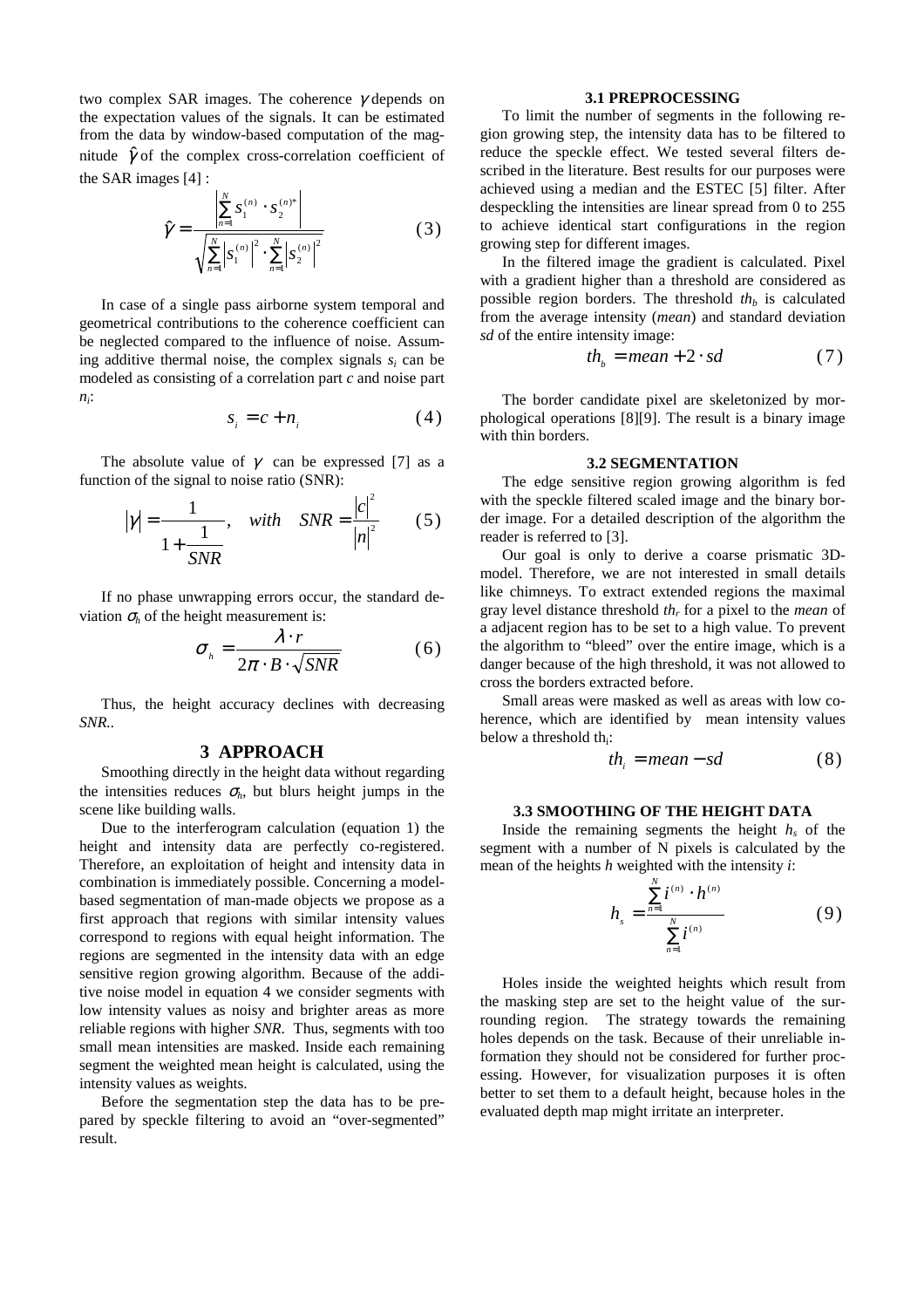two complex SAR images. The coherence $\gamma$ depends on the expectation values of the signals. It can be estimated from the data by window-based computation of the magnitude $\hat{\gamma}$ of the complex cross-correlation coefficient of the SAR images [4] :

$$\hat{\gamma} = \frac{\left| \sum_{n=1}^{N} s_1^{(n)} \cdot s_2^{(n)*} \right|}{\sqrt{\sum_{n=1}^{N} \left| s_1^{(n)} \right|^2 \cdot \sum_{n=1}^{N} \left| s_2^{(n)} \right|^2}} \quad (3)$$

In case of a single pass airborne system temporal and geometrical contributions to the coherence coefficient can be neglected compared to the influence of noise. Assuming additive thermal noise, the complex signals $s_i$ can be modeled as consisting of a correlation part $c$ and noise part $n_i$:

$$s_i = c + n_i \quad (4)$$

The absolute value of $\gamma$ can be expressed [7] as a function of the signal to noise ratio (SNR):

$$|\gamma| = \frac{1}{1 + \frac{1}{SNR}}, \quad with \quad SNR = \frac{|c|^2}{|n|^2} \quad (5)$$

If no phase unwrapping errors occur, the standard deviation $\sigma_h$ of the height measurement is:

$$\sigma_h = \frac{\lambda \cdot r}{2\pi \cdot B \cdot \sqrt{SNR}} \quad (6)$$

Thus, the height accuracy declines with decreasing *SNR*..

## 3 APPROACH

Smoothing directly in the height data without regarding the intensities reduces $\sigma_h$, but blurs height jumps in the scene like building walls.

Due to the interferogram calculation (equation 1) the height and intensity data are perfectly co-registered. Therefore, an exploitation of height and intensity data in combination is immediately possible. Concerning a model-based segmentation of man-made objects we propose as a first approach that regions with similar intensity values correspond to regions with equal height information. The regions are segmented in the intensity data with an edge sensitive region growing algorithm. Because of the additive noise model in equation 4 we consider segments with low intensity values as noisy and brighter areas as more reliable regions with higher *SNR*. Thus, segments with too small mean intensities are masked. Inside each remaining segment the weighted mean height is calculated, using the intensity values as weights.

Before the segmentation step the data has to be prepared by speckle filtering to avoid an "over-segmented" result.

### 3.1 PREPROCESSING

To limit the number of segments in the following region growing step, the intensity data has to be filtered to reduce the speckle effect. We tested several filters described in the literature. Best results for our purposes were achieved using a median and the ESTEC [5] filter. After despeckling the intensities are linear spread from 0 to 255 to achieve identical start configurations in the region growing step for different images.

In the filtered image the gradient is calculated. Pixel with a gradient higher than a threshold are considered as possible region borders. The threshold $th_b$ is calculated from the average intensity (*mean*) and standard deviation *sd* of the entire intensity image:

$$th_b = mean + 2 \cdot sd \quad (7)$$

The border candidate pixel are skeletonized by morphological operations [8][9]. The result is a binary image with thin borders.

### 3.2 SEGMENTATION

The edge sensitive region growing algorithm is fed with the speckle filtered scaled image and the binary border image. For a detailed description of the algorithm the reader is referred to [3].

Our goal is only to derive a coarse prismatic 3D-model. Therefore, we are not interested in small details like chimneys. To extract extended regions the maximal gray level distance threshold $th_r$ for a pixel to the *mean* of a adjacent region has to be set to a high value. To prevent the algorithm to "bleed" over the entire image, which is a danger because of the high threshold, it was not allowed to cross the borders extracted before.

Small areas were masked as well as areas with low coherence, which are identified by mean intensity values below a threshold $th_i$:

$$th_i = mean - sd \quad (8)$$

### 3.3 SMOOTHING OF THE HEIGHT DATA

Inside the remaining segments the height $h_s$ of the segment with a number of N pixels is calculated by the mean of the heights *h* weighted with the intensity *i*:

$$h_s = \frac{\sum_{n=1}^{N} i^{(n)} \cdot h^{(n)}}{\sum_{n=1}^{N} i^{(n)}} \quad (9)$$

Holes inside the weighted heights which result from the masking step are set to the height value of the surrounding region. The strategy towards the remaining holes depends on the task. Because of their unreliable information they should not be considered for further processing. However, for visualization purposes it is often better to set them to a default height, because holes in the evaluated depth map might irritate an interpreter.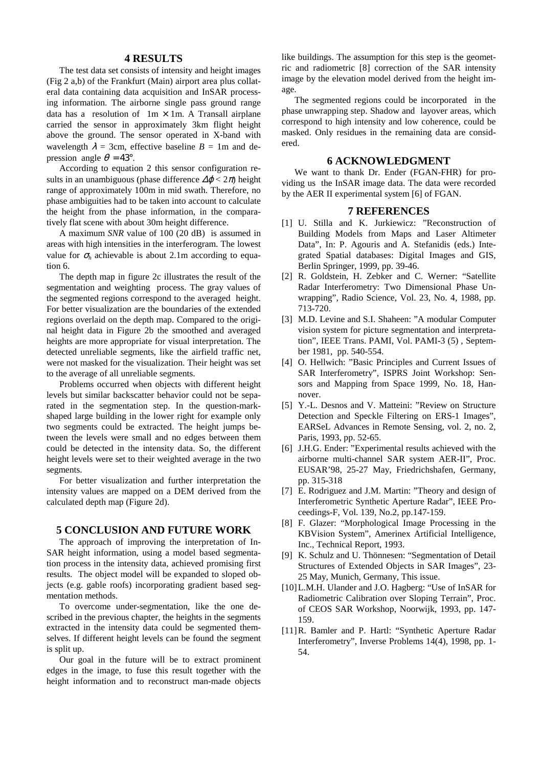## 4 RESULTS

The test data set consists of intensity and height images (Fig 2 a,b) of the Frankfurt (Main) airport area plus collateral data containing data acquisition and InSAR processing information. The airborne single pass ground range data has a resolution of $1\text{m} \times 1\text{m}$. A Transall airplane carried the sensor in approximately 3km flight height above the ground. The sensor operated in X-band with wavelength $\lambda$ = 3cm, effective baseline $B$ = 1m and depression angle $\theta = 43°$.

According to equation 2 this sensor configuration results in an unambiguous (phase difference $\Delta\varphi < 2\pi$) height range of approximately 100m in mid swath. Therefore, no phase ambiguities had to be taken into account to calculate the height from the phase information, in the comparatively flat scene with about 30m height difference.

A maximum *SNR* value of 100 (20 dB) is assumed in areas with high intensities in the interferogram. The lowest value for $\sigma_h$ achievable is about 2.1m according to equation 6.

The depth map in figure 2c illustrates the result of the segmentation and weighting process. The gray values of the segmented regions correspond to the averaged height. For better visualization are the boundaries of the extended regions overlaid on the depth map. Compared to the original height data in Figure 2b the smoothed and averaged heights are more appropriate for visual interpretation. The detected unreliable segments, like the airfield traffic net, were not masked for the visualization. Their height was set to the average of all unreliable segments.

Problems occurred when objects with different height levels but similar backscatter behavior could not be separated in the segmentation step. In the question-mark-shaped large building in the lower right for example only two segments could be extracted. The height jumps between the levels were small and no edges between them could be detected in the intensity data. So, the different height levels were set to their weighted average in the two segments.

For better visualization and further interpretation the intensity values are mapped on a DEM derived from the calculated depth map (Figure 2d).

## 5 CONCLUSION AND FUTURE WORK

The approach of improving the interpretation of InSAR height information, using a model based segmentation process in the intensity data, achieved promising first results. The object model will be expanded to sloped objects (e.g. gable roofs) incorporating gradient based segmentation methods.

To overcome under-segmentation, like the one described in the previous chapter, the heights in the segments extracted in the intensity data could be segmented themselves. If different height levels can be found the segment is split up.

Our goal in the future will be to extract prominent edges in the image, to fuse this result together with the height information and to reconstruct man-made objects like buildings. The assumption for this step is the geometric and radiometric [8] correction of the SAR intensity image by the elevation model derived from the height image.

The segmented regions could be incorporated in the phase unwrapping step. Shadow and layover areas, which correspond to high intensity and low coherence, could be masked. Only residues in the remaining data are considered.

## 6 ACKNOWLEDGMENT

We want to thank Dr. Ender (FGAN-FHR) for providing us the InSAR image data. The data were recorded by the AER II experimental system [6] of FGAN.

## 7 REFERENCES

[1] U. Stilla and K. Jurkiewicz: "Reconstruction of Building Models from Maps and Laser Altimeter Data", In: P. Agouris and A. Stefanidis (eds.) Integrated Spatial databases: Digital Images and GIS, Berlin Springer, 1999, pp. 39-46.

[2] R. Goldstein, H. Zebker and C. Werner: "Satellite Radar Interferometry: Two Dimensional Phase Unwrapping", Radio Science, Vol. 23, No. 4, 1988, pp. 713-720.

[3] M.D. Levine and S.I. Shaheen: "A modular Computer vision system for picture segmentation and interpretation", IEEE Trans. PAMI, Vol. PAMI-3 (5) , September 1981, pp. 540-554.

[4] O. Hellwich: "Basic Principles and Current Issues of SAR Interferometry", ISPRS Joint Workshop: Sensors and Mapping from Space 1999, No. 18, Hannover.

[5] Y.-L. Desnos and V. Matteini: "Review on Structure Detection and Speckle Filtering on ERS-1 Images", EARSeL Advances in Remote Sensing, vol. 2, no. 2, Paris, 1993, pp. 52-65.

[6] J.H.G. Ender: "Experimental results achieved with the airborne multi-channel SAR system AER-II", Proc. EUSAR'98, 25-27 May, Friedrichshafen, Germany, pp. 315-318

[7] E. Rodriguez and J.M. Martin: "Theory and design of Interferometric Synthetic Aperture Radar", IEEE Proceedings-F, Vol. 139, No.2, pp.147-159.

[8] F. Glazer: "Morphological Image Processing in the KBVision System", Amerinex Artificial Intelligence, Inc., Technical Report, 1993.

[9] K. Schulz and U. Thönnesen: "Segmentation of Detail Structures of Extended Objects in SAR Images", 23-25 May, Munich, Germany, This issue.

[10] L.M.H. Ulander and J.O. Hagberg: "Use of InSAR for Radiometric Calibration over Sloping Terrain", Proc. of CEOS SAR Workshop, Noorwijk, 1993, pp. 147-159.

[11] R. Bamler and P. Hartl: "Synthetic Aperture Radar Interferometry", Inverse Problems 14(4), 1998, pp. 1-54.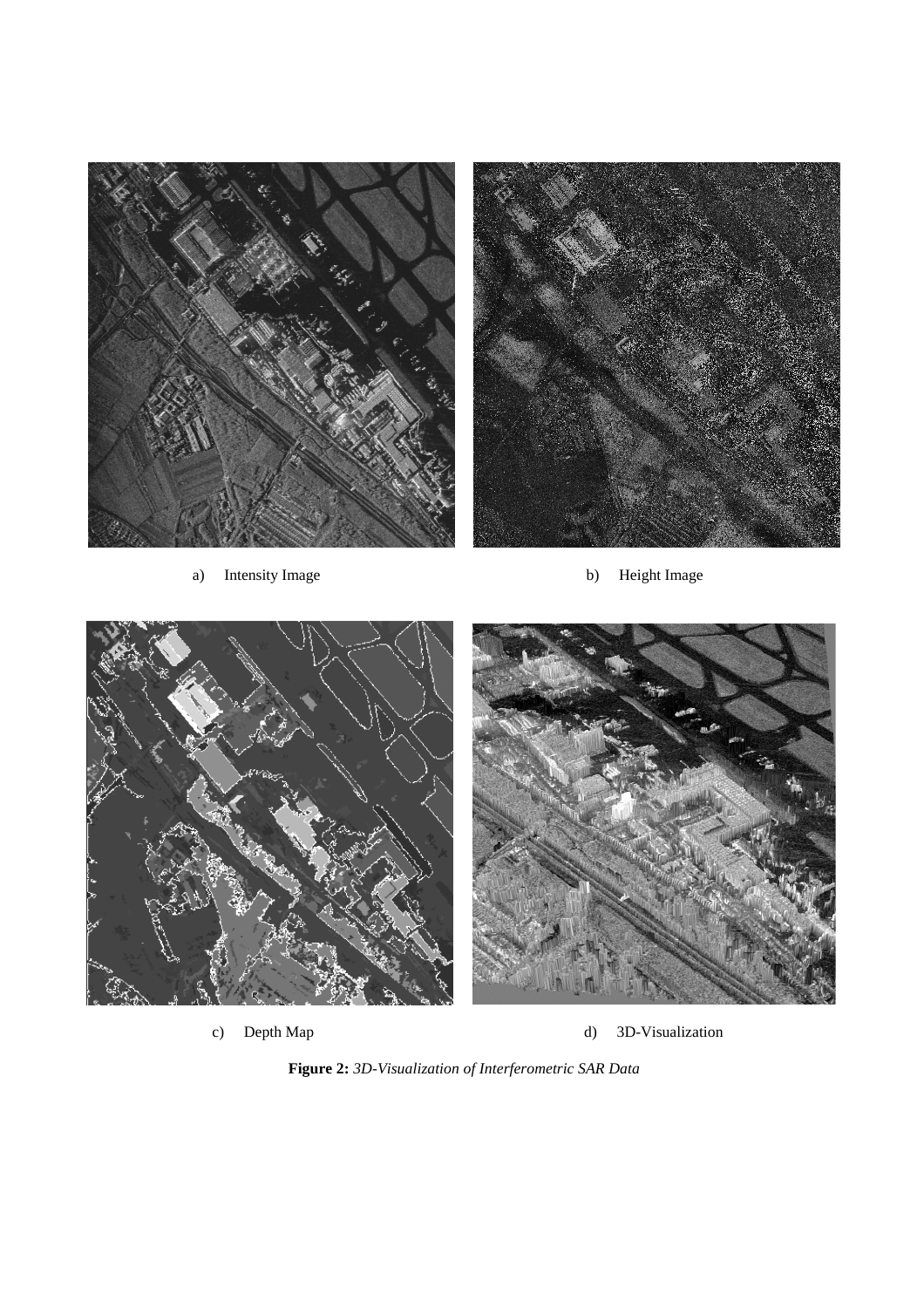a) Intensity Image

b) Height Image

c) Depth Map

d) 3D-Visualization

**Figure 2:** *3D-Visualization of Interferometric SAR Data*